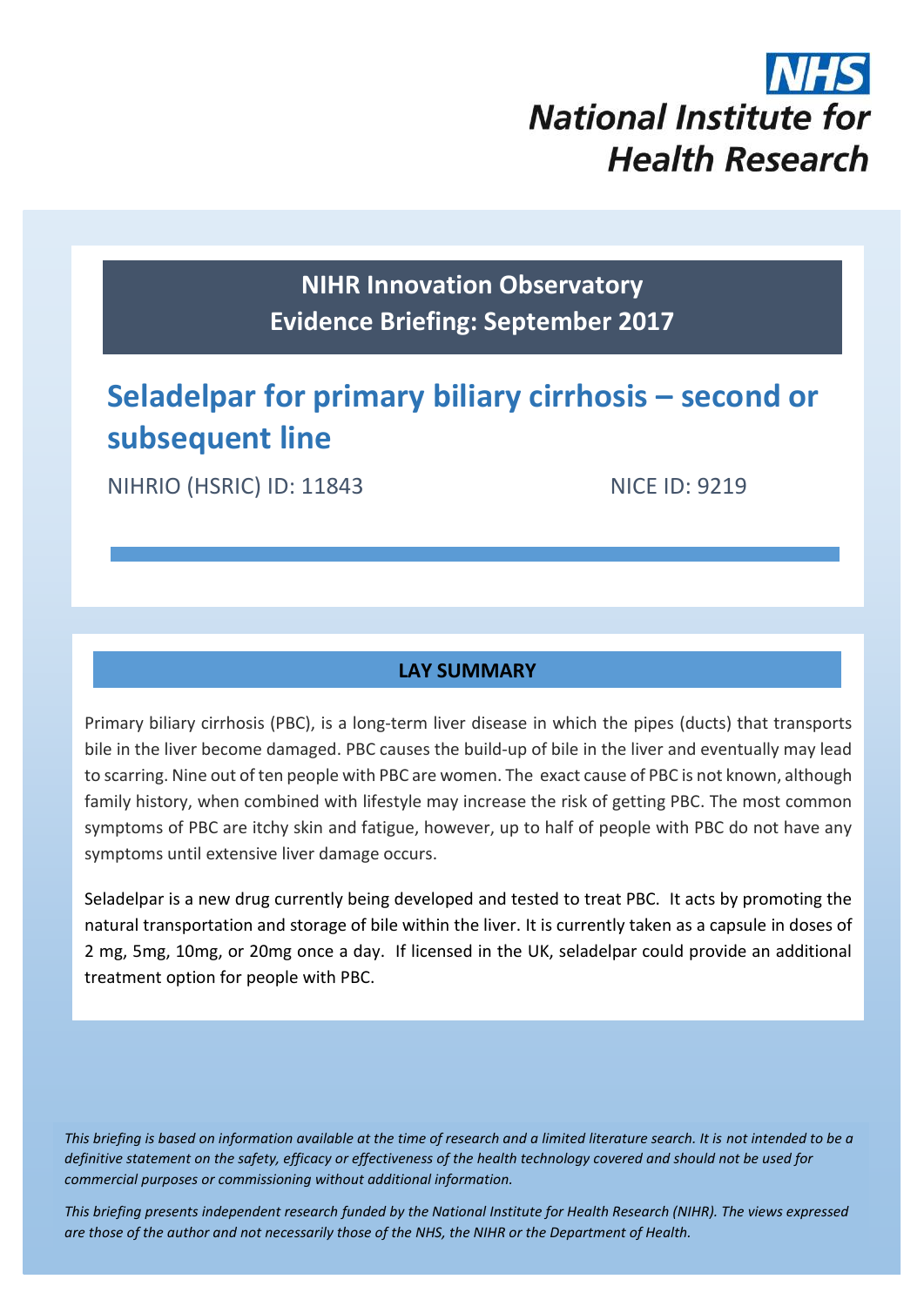NHS

National Institute for Health Research

**NIHR Innovation Observatory**
**Evidence Briefing: September 2017**

# Seladelpar for primary biliary cirrhosis – second or subsequent line

NIHRIO (HSRIC) ID: 11843 NICE ID: 9219

## LAY SUMMARY

Primary biliary cirrhosis (PBC), is a long-term liver disease in which the pipes (ducts) that transports bile in the liver become damaged. PBC causes the build-up of bile in the liver and eventually may lead to scarring. Nine out of ten people with PBC are women. The exact cause of PBC is not known, although family history, when combined with lifestyle may increase the risk of getting PBC. The most common symptoms of PBC are itchy skin and fatigue, however, up to half of people with PBC do not have any symptoms until extensive liver damage occurs.

Seladelpar is a new drug currently being developed and tested to treat PBC. It acts by promoting the natural transportation and storage of bile within the liver. It is currently taken as a capsule in doses of 2 mg, 5mg, 10mg, or 20mg once a day. If licensed in the UK, seladelpar could provide an additional treatment option for people with PBC.

*This briefing is based on information available at the time of research and a limited literature search. It is not intended to be a definitive statement on the safety, efficacy or effectiveness of the health technology covered and should not be used for commercial purposes or commissioning without additional information.*

*This briefing presents independent research funded by the National Institute for Health Research (NIHR). The views expressed are those of the author and not necessarily those of the NHS, the NIHR or the Department of Health.*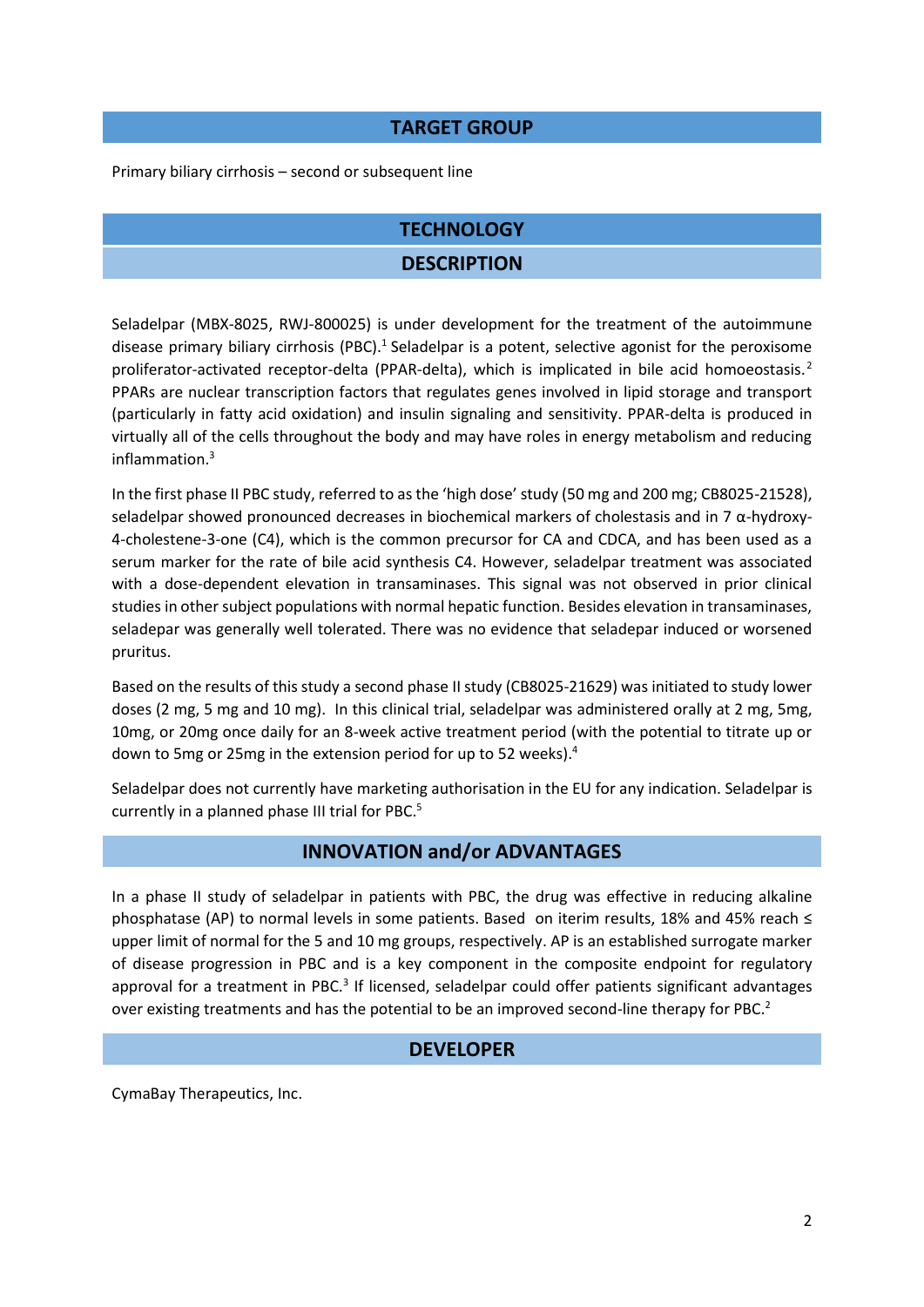## TARGET GROUP

Primary biliary cirrhosis – second or subsequent line

## TECHNOLOGY

### DESCRIPTION

Seladelpar (MBX-8025, RWJ-800025) is under development for the treatment of the autoimmune disease primary biliary cirrhosis (PBC).[1] Seladelpar is a potent, selective agonist for the peroxisome proliferator-activated receptor-delta (PPAR-delta), which is implicated in bile acid homoeostasis.[2] PPARs are nuclear transcription factors that regulates genes involved in lipid storage and transport (particularly in fatty acid oxidation) and insulin signaling and sensitivity. PPAR-delta is produced in virtually all of the cells throughout the body and may have roles in energy metabolism and reducing inflammation.[3]

In the first phase II PBC study, referred to as the 'high dose' study (50 mg and 200 mg; CB8025-21528), seladelpar showed pronounced decreases in biochemical markers of cholestasis and in 7 α-hydroxy-4-cholestene-3-one (C4), which is the common precursor for CA and CDCA, and has been used as a serum marker for the rate of bile acid synthesis C4. However, seladelpar treatment was associated with a dose-dependent elevation in transaminases. This signal was not observed in prior clinical studies in other subject populations with normal hepatic function. Besides elevation in transaminases, seladepar was generally well tolerated. There was no evidence that seladepar induced or worsened pruritus.

Based on the results of this study a second phase II study (CB8025-21629) was initiated to study lower doses (2 mg, 5 mg and 10 mg). In this clinical trial, seladelpar was administered orally at 2 mg, 5mg, 10mg, or 20mg once daily for an 8-week active treatment period (with the potential to titrate up or down to 5mg or 25mg in the extension period for up to 52 weeks).[4]

Seladelpar does not currently have marketing authorisation in the EU for any indication. Seladelpar is currently in a planned phase III trial for PBC.[5]

## INNOVATION and/or ADVANTAGES

In a phase II study of seladelpar in patients with PBC, the drug was effective in reducing alkaline phosphatase (AP) to normal levels in some patients. Based on iterim results, 18% and 45% reach ≤ upper limit of normal for the 5 and 10 mg groups, respectively. AP is an established surrogate marker of disease progression in PBC and is a key component in the composite endpoint for regulatory approval for a treatment in PBC.[3] If licensed, seladelpar could offer patients significant advantages over existing treatments and has the potential to be an improved second-line therapy for PBC.[2]

## DEVELOPER

CymaBay Therapeutics, Inc.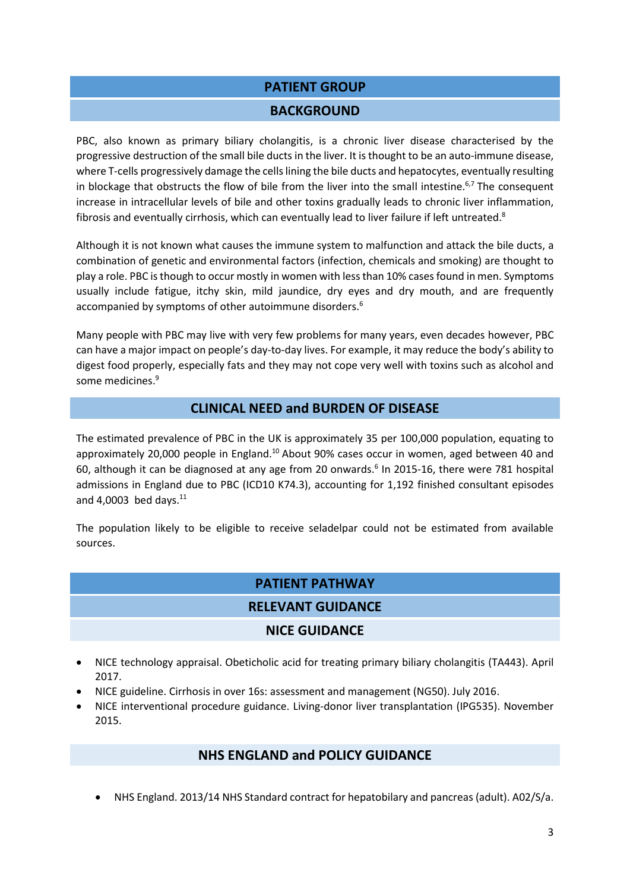## PATIENT GROUP

### BACKGROUND

PBC, also known as primary biliary cholangitis, is a chronic liver disease characterised by the progressive destruction of the small bile ducts in the liver. It is thought to be an auto-immune disease, where T-cells progressively damage the cells lining the bile ducts and hepatocytes, eventually resulting in blockage that obstructs the flow of bile from the liver into the small intestine.[6,7] The consequent increase in intracellular levels of bile and other toxins gradually leads to chronic liver inflammation, fibrosis and eventually cirrhosis, which can eventually lead to liver failure if left untreated.[8]

Although it is not known what causes the immune system to malfunction and attack the bile ducts, a combination of genetic and environmental factors (infection, chemicals and smoking) are thought to play a role. PBC is though to occur mostly in women with less than 10% cases found in men. Symptoms usually include fatigue, itchy skin, mild jaundice, dry eyes and dry mouth, and are frequently accompanied by symptoms of other autoimmune disorders.[6]

Many people with PBC may live with very few problems for many years, even decades however, PBC can have a major impact on people's day-to-day lives. For example, it may reduce the body's ability to digest food properly, especially fats and they may not cope very well with toxins such as alcohol and some medicines.[9]

### CLINICAL NEED and BURDEN OF DISEASE

The estimated prevalence of PBC in the UK is approximately 35 per 100,000 population, equating to approximately 20,000 people in England.[10] About 90% cases occur in women, aged between 40 and 60, although it can be diagnosed at any age from 20 onwards.[6] In 2015-16, there were 781 hospital admissions in England due to PBC (ICD10 K74.3), accounting for 1,192 finished consultant episodes and 4,0003 bed days.[11]

The population likely to be eligible to receive seladelpar could not be estimated from available sources.

## PATIENT PATHWAY

### RELEVANT GUIDANCE

#### NICE GUIDANCE

- NICE technology appraisal. Obeticholic acid for treating primary biliary cholangitis (TA443). April 2017.
- NICE guideline. Cirrhosis in over 16s: assessment and management (NG50). July 2016.
- NICE interventional procedure guidance. Living-donor liver transplantation (IPG535). November 2015.

#### NHS ENGLAND and POLICY GUIDANCE

- NHS England. 2013/14 NHS Standard contract for hepatobilary and pancreas (adult). A02/S/a.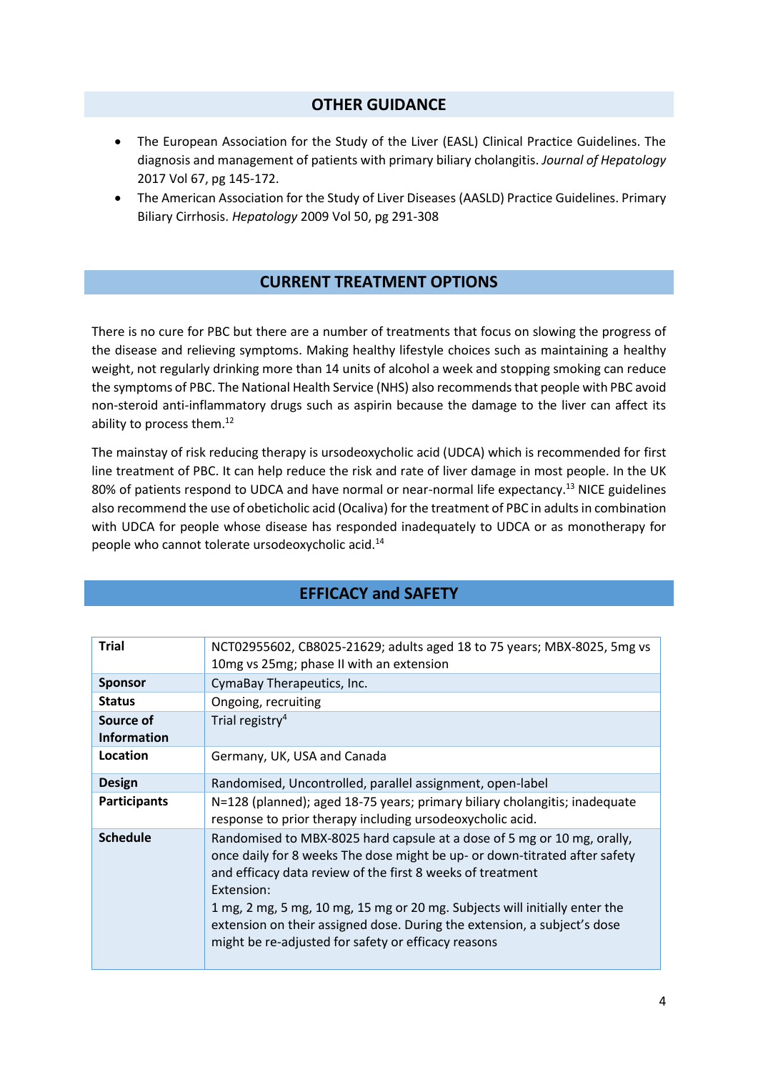## OTHER GUIDANCE

- The European Association for the Study of the Liver (EASL) Clinical Practice Guidelines. The diagnosis and management of patients with primary biliary cholangitis. *Journal of Hepatology* 2017 Vol 67, pg 145-172.
- The American Association for the Study of Liver Diseases (AASLD) Practice Guidelines. Primary Biliary Cirrhosis. *Hepatology* 2009 Vol 50, pg 291-308

## CURRENT TREATMENT OPTIONS

There is no cure for PBC but there are a number of treatments that focus on slowing the progress of the disease and relieving symptoms. Making healthy lifestyle choices such as maintaining a healthy weight, not regularly drinking more than 14 units of alcohol a week and stopping smoking can reduce the symptoms of PBC. The National Health Service (NHS) also recommends that people with PBC avoid non-steroid anti-inflammatory drugs such as aspirin because the damage to the liver can affect its ability to process them.[12]

The mainstay of risk reducing therapy is ursodeoxycholic acid (UDCA) which is recommended for first line treatment of PBC. It can help reduce the risk and rate of liver damage in most people. In the UK 80% of patients respond to UDCA and have normal or near-normal life expectancy.[13] NICE guidelines also recommend the use of obeticholic acid (Ocaliva) for the treatment of PBC in adults in combination with UDCA for people whose disease has responded inadequately to UDCA or as monotherapy for people who cannot tolerate ursodeoxycholic acid.[14]

## EFFICACY and SAFETY

| Trial | NCT02955602, CB8025-21629; adults aged 18 to 75 years; MBX-8025, 5mg vs 10mg vs 25mg; phase II with an extension |
|---|---|
| **Sponsor** | CymaBay Therapeutics, Inc. |
| **Status** | Ongoing, recruiting |
| **Source of Information** | Trial registry[4] |
| **Location** | Germany, UK, USA and Canada |
| **Design** | Randomised, Uncontrolled, parallel assignment, open-label |
| **Participants** | N=128 (planned); aged 18-75 years; primary biliary cholangitis; inadequate response to prior therapy including ursodeoxycholic acid. |
| **Schedule** | Randomised to MBX-8025 hard capsule at a dose of 5 mg or 10 mg, orally, once daily for 8 weeks The dose might be up- or down-titrated after safety and efficacy data review of the first 8 weeks of treatment<br>Extension:<br>1 mg, 2 mg, 5 mg, 10 mg, 15 mg or 20 mg. Subjects will initially enter the extension on their assigned dose. During the extension, a subject's dose might be re-adjusted for safety or efficacy reasons |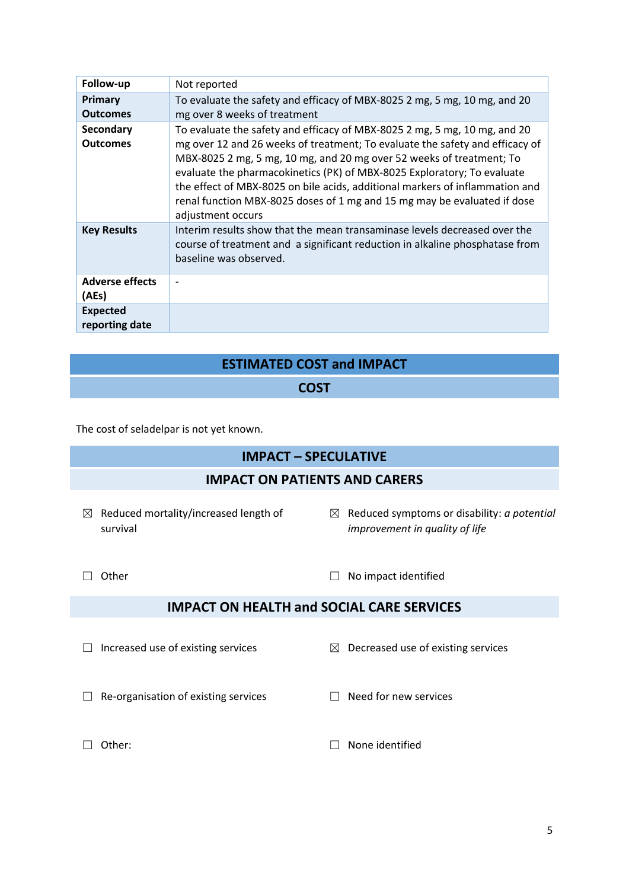| | |
|---|---|
| **Follow-up** | Not reported |
| **Primary Outcomes** | To evaluate the safety and efficacy of MBX-8025 2 mg, 5 mg, 10 mg, and 20 mg over 8 weeks of treatment |
| **Secondary Outcomes** | To evaluate the safety and efficacy of MBX-8025 2 mg, 5 mg, 10 mg, and 20 mg over 12 and 26 weeks of treatment; To evaluate the safety and efficacy of MBX-8025 2 mg, 5 mg, 10 mg, and 20 mg over 52 weeks of treatment; To evaluate the pharmacokinetics (PK) of MBX-8025 Exploratory; To evaluate the effect of MBX-8025 on bile acids, additional markers of inflammation and renal function MBX-8025 doses of 1 mg and 15 mg may be evaluated if dose adjustment occurs |
| **Key Results** | Interim results show that the mean transaminase levels decreased over the course of treatment and a significant reduction in alkaline phosphatase from baseline was observed. |
| **Adverse effects (AEs)** | - |
| **Expected reporting date** | |

## ESTIMATED COST and IMPACT

### COST

The cost of seladelpar is not yet known.

### IMPACT – SPECULATIVE

#### IMPACT ON PATIENTS AND CARERS

☒ Reduced mortality/increased length of survival

☒ Reduced symptoms or disability: *a potential improvement in quality of life*

☐ Other

☐ No impact identified

#### IMPACT ON HEALTH and SOCIAL CARE SERVICES

☐ Increased use of existing services

☒ Decreased use of existing services

☐ Re-organisation of existing services

☐ Need for new services

☐ Other:

☐ None identified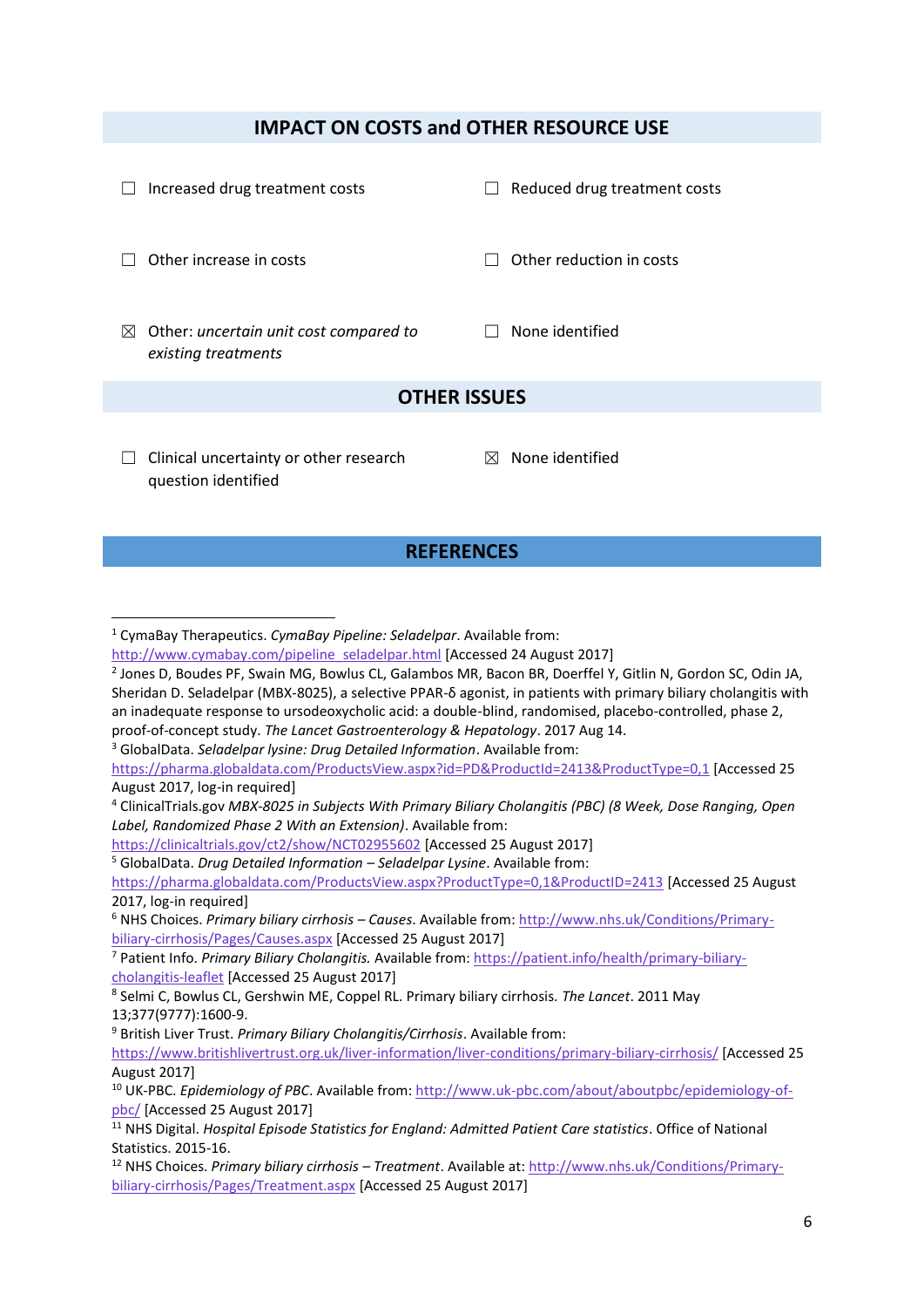## IMPACT ON COSTS and OTHER RESOURCE USE

☐ Increased drug treatment costs

☐ Reduced drug treatment costs

☐ Other increase in costs

☐ Other reduction in costs

☒ Other: *uncertain unit cost compared to existing treatments*

☐ None identified

## OTHER ISSUES

☐ Clinical uncertainty or other research question identified

☒ None identified

## REFERENCES

---

[1] CymaBay Therapeutics. *CymaBay Pipeline: Seladelpar*. Available from: http://www.cymabay.com/pipeline_seladelpar.html [Accessed 24 August 2017]

[2] Jones D, Boudes PF, Swain MG, Bowlus CL, Galambos MR, Bacon BR, Doerffel Y, Gitlin N, Gordon SC, Odin JA, Sheridan D. Seladelpar (MBX-8025), a selective PPAR-δ agonist, in patients with primary biliary cholangitis with an inadequate response to ursodeoxycholic acid: a double-blind, randomised, placebo-controlled, phase 2, proof-of-concept study. *The Lancet Gastroenterology & Hepatology*. 2017 Aug 14.

[3] GlobalData. *Seladelpar lysine: Drug Detailed Information*. Available from: https://pharma.globaldata.com/ProductsView.aspx?id=PD&ProductId=2413&ProductType=0,1 [Accessed 25 August 2017, log-in required]

[4] ClinicalTrials.gov *MBX-8025 in Subjects With Primary Biliary Cholangitis (PBC) (8 Week, Dose Ranging, Open Label, Randomized Phase 2 With an Extension)*. Available from: https://clinicaltrials.gov/ct2/show/NCT02955602 [Accessed 25 August 2017]

[5] GlobalData. *Drug Detailed Information – Seladelpar Lysine*. Available from: https://pharma.globaldata.com/ProductsView.aspx?ProductType=0,1&ProductID=2413 [Accessed 25 August 2017, log-in required]

[6] NHS Choices. *Primary biliary cirrhosis – Causes*. Available from: http://www.nhs.uk/Conditions/Primary-biliary-cirrhosis/Pages/Causes.aspx [Accessed 25 August 2017]

[7] Patient Info. *Primary Biliary Cholangitis.* Available from: https://patient.info/health/primary-biliary-cholangitis-leaflet [Accessed 25 August 2017]

[8] Selmi C, Bowlus CL, Gershwin ME, Coppel RL. Primary biliary cirrhosis. *The Lancet*. 2011 May 13;377(9777):1600-9.

[9] British Liver Trust. *Primary Biliary Cholangitis/Cirrhosis*. Available from: https://www.britishlivertrust.org.uk/liver-information/liver-conditions/primary-biliary-cirrhosis/ [Accessed 25 August 2017]

[10] UK-PBC. *Epidemiology of PBC*. Available from: http://www.uk-pbc.com/about/aboutpbc/epidemiology-of-pbc/ [Accessed 25 August 2017]

[11] NHS Digital. *Hospital Episode Statistics for England: Admitted Patient Care statistics*. Office of National Statistics. 2015-16.

[12] NHS Choices. *Primary biliary cirrhosis – Treatment*. Available at: http://www.nhs.uk/Conditions/Primary-biliary-cirrhosis/Pages/Treatment.aspx [Accessed 25 August 2017]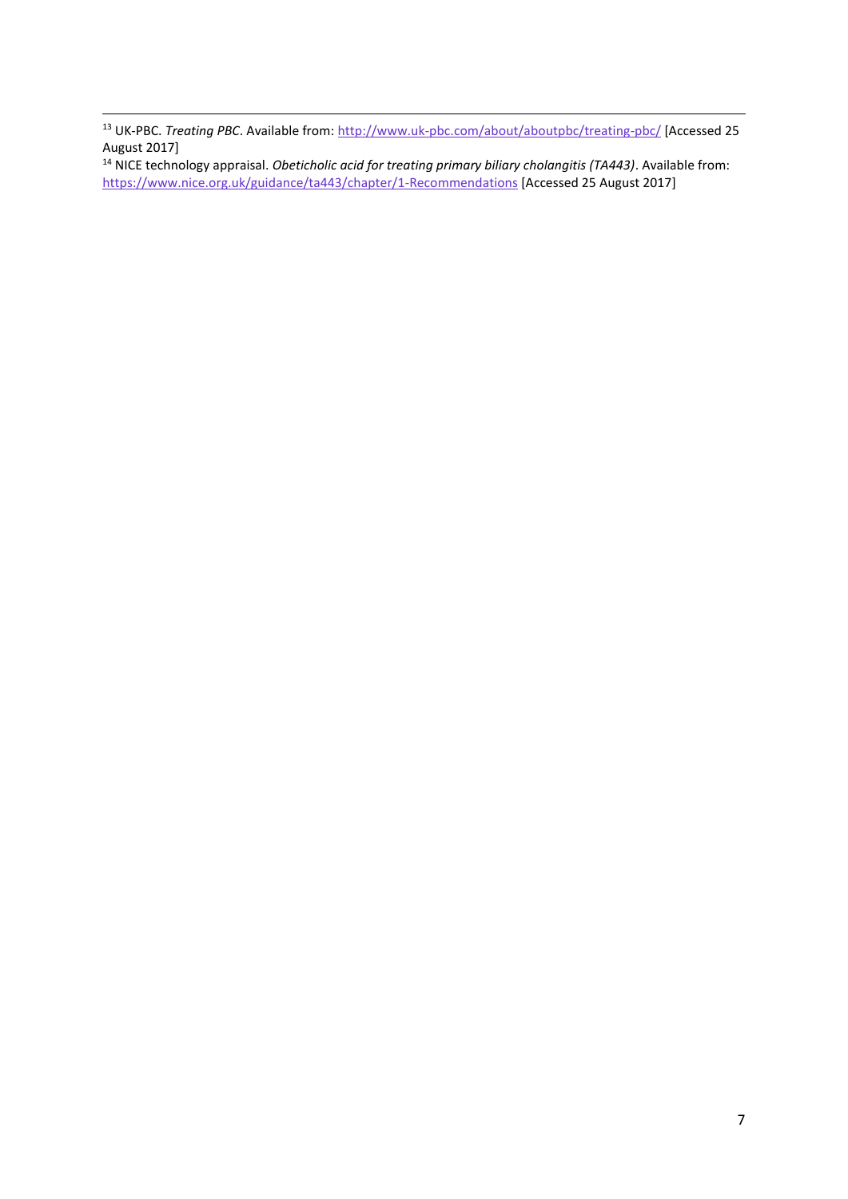[13] UK-PBC. *Treating PBC*. Available from: http://www.uk-pbc.com/about/aboutpbc/treating-pbc/ [Accessed 25 August 2017]

[14] NICE technology appraisal. *Obeticholic acid for treating primary biliary cholangitis (TA443)*. Available from: https://www.nice.org.uk/guidance/ta443/chapter/1-Recommendations [Accessed 25 August 2017]